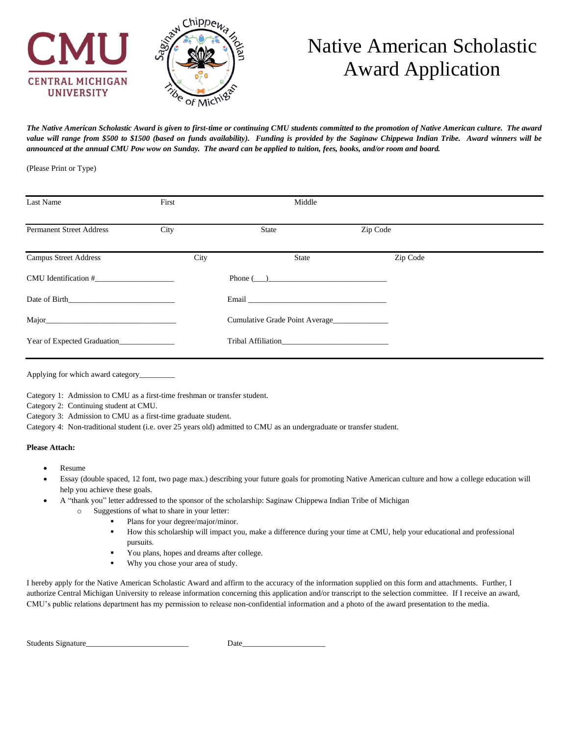CMU
CENTRAL MICHIGAN UNIVERSITY

Saginaw Chippewa Indian Tribe of Michigan

# Native American Scholastic Award Application

***The Native American Scholastic Award is given to first-time or continuing CMU students committed to the promotion of Native American culture. The award value will range from $500 to $1500 (based on funds availability). Funding is provided by the Saginaw Chippewa Indian Tribe. Award winners will be announced at the annual CMU Pow wow on Sunday. The award can be applied to tuition, fees, books, and/or room and board.***

(Please Print or Type)

| Last Name | First | Middle | |
|---|---|---|---|
| Permanent Street Address | City | State | Zip Code |
| Campus Street Address | City | State | Zip Code |

CMU Identification #___________________ Phone (___)_____________________________

Date of Birth__________________________ Email __________________________________

Major________________________________ Cumulative Grade Point Average_____________

Year of Expected Graduation_____________ Tribal Affiliation__________________________

Applying for which award category_________

Category 1: Admission to CMU as a first-time freshman or transfer student.
Category 2: Continuing student at CMU.
Category 3: Admission to CMU as a first-time graduate student.
Category 4: Non-traditional student (i.e. over 25 years old) admitted to CMU as an undergraduate or transfer student.

**Please Attach:**

- Resume
- Essay (double spaced, 12 font, two page max.) describing your future goals for promoting Native American culture and how a college education will help you achieve these goals.
- A "thank you" letter addressed to the sponsor of the scholarship: Saginaw Chippewa Indian Tribe of Michigan
  - Suggestions of what to share in your letter:
    - Plans for your degree/major/minor.
    - How this scholarship will impact you, make a difference during your time at CMU, help your educational and professional pursuits.
    - You plans, hopes and dreams after college.
    - Why you chose your area of study.

I hereby apply for the Native American Scholastic Award and affirm to the accuracy of the information supplied on this form and attachments. Further, I authorize Central Michigan University to release information concerning this application and/or transcript to the selection committee. If I receive an award, CMU's public relations department has my permission to release non-confidential information and a photo of the award presentation to the media.

Students Signature_________________________ Date____________________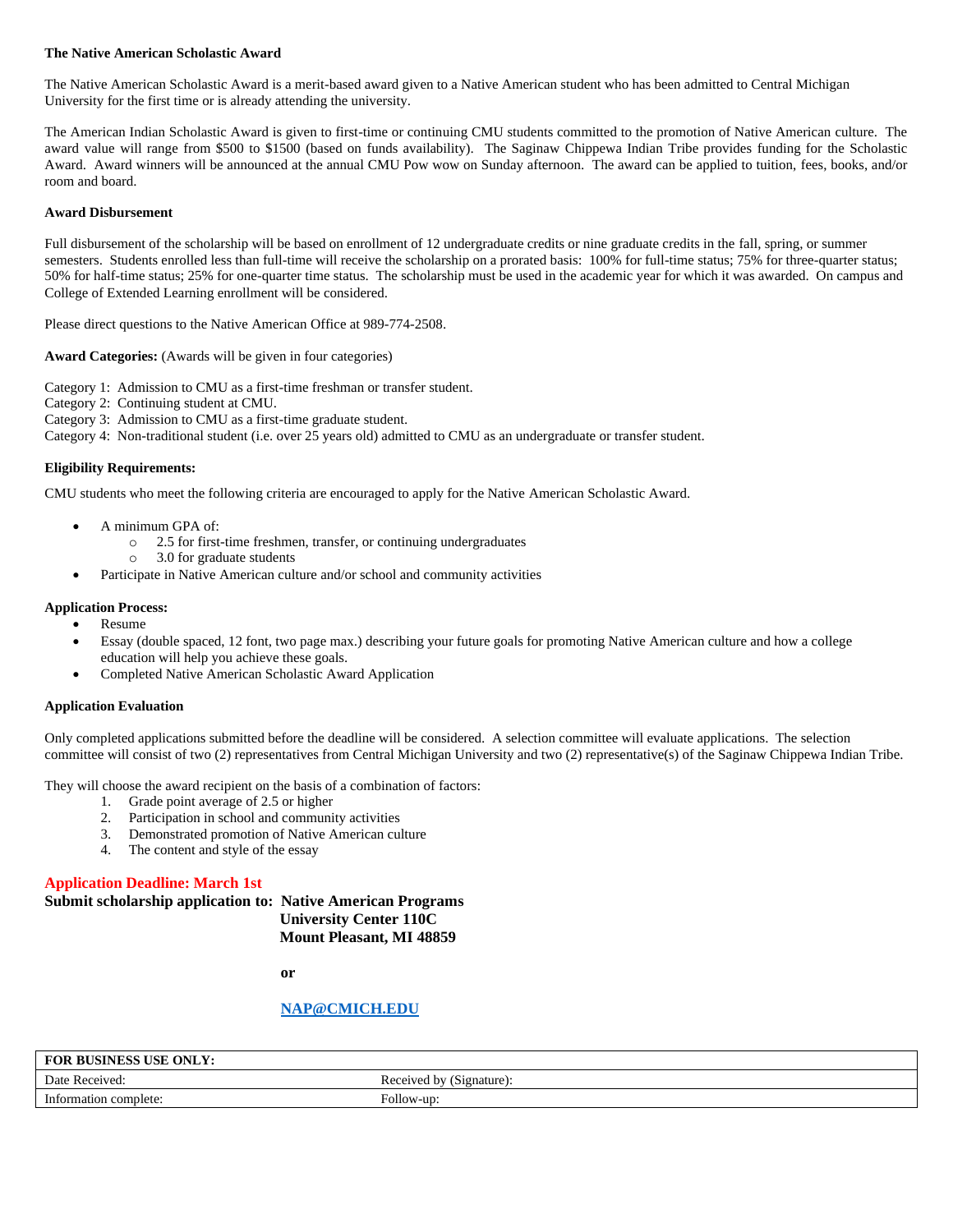**The Native American Scholastic Award**

The Native American Scholastic Award is a merit-based award given to a Native American student who has been admitted to Central Michigan University for the first time or is already attending the university.

The American Indian Scholastic Award is given to first-time or continuing CMU students committed to the promotion of Native American culture. The award value will range from $500 to $1500 (based on funds availability). The Saginaw Chippewa Indian Tribe provides funding for the Scholastic Award. Award winners will be announced at the annual CMU Pow wow on Sunday afternoon. The award can be applied to tuition, fees, books, and/or room and board.

**Award Disbursement**

Full disbursement of the scholarship will be based on enrollment of 12 undergraduate credits or nine graduate credits in the fall, spring, or summer semesters. Students enrolled less than full-time will receive the scholarship on a prorated basis: 100% for full-time status; 75% for three-quarter status; 50% for half-time status; 25% for one-quarter time status. The scholarship must be used in the academic year for which it was awarded. On campus and College of Extended Learning enrollment will be considered.

Please direct questions to the Native American Office at 989-774-2508.

**Award Categories:** (Awards will be given in four categories)

Category 1: Admission to CMU as a first-time freshman or transfer student.
Category 2: Continuing student at CMU.
Category 3: Admission to CMU as a first-time graduate student.
Category 4: Non-traditional student (i.e. over 25 years old) admitted to CMU as an undergraduate or transfer student.

**Eligibility Requirements:**

CMU students who meet the following criteria are encouraged to apply for the Native American Scholastic Award.

- A minimum GPA of:
  - 2.5 for first-time freshmen, transfer, or continuing undergraduates
  - 3.0 for graduate students
- Participate in Native American culture and/or school and community activities

**Application Process:**

- Resume
- Essay (double spaced, 12 font, two page max.) describing your future goals for promoting Native American culture and how a college education will help you achieve these goals.
- Completed Native American Scholastic Award Application

**Application Evaluation**

Only completed applications submitted before the deadline will be considered. A selection committee will evaluate applications. The selection committee will consist of two (2) representatives from Central Michigan University and two (2) representative(s) of the Saginaw Chippewa Indian Tribe.

They will choose the award recipient on the basis of a combination of factors:

1. Grade point average of 2.5 or higher
2. Participation in school and community activities
3. Demonstrated promotion of Native American culture
4. The content and style of the essay

**Application Deadline: March 1st**

**Submit scholarship application to: Native American Programs**
**University Center 110C**
**Mount Pleasant, MI 48859**

**or**

**NAP@CMICH.EDU**

| **FOR BUSINESS USE ONLY:** | |
|---|---|
| Date Received: | Received by (Signature): |
| Information complete: | Follow-up: |